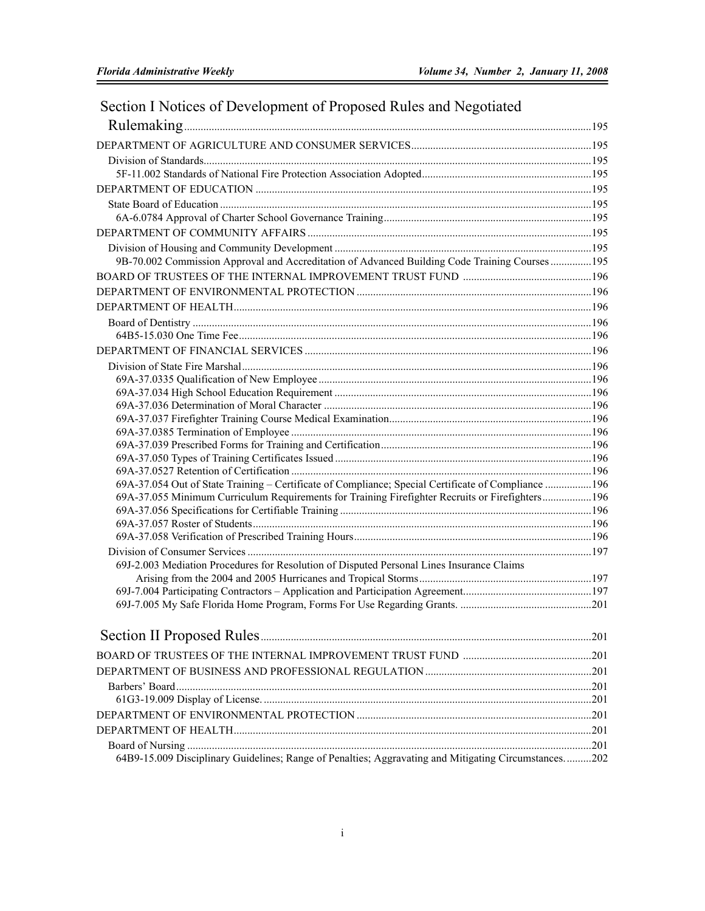## Section I Notices of Development of Proposed Rules and Negotiated Rulemaking ....195

DEPARTMENT OF AGRICULTURE AND CONSUMER SERVICES ....195

Division of Standards ....195

5F-11.002 Standards of National Fire Protection Association Adopted ....195

DEPARTMENT OF EDUCATION ....195

State Board of Education ....195

6A-6.0784 Approval of Charter School Governance Training ....195

DEPARTMENT OF COMMUNITY AFFAIRS ....195

Division of Housing and Community Development ....195

9B-70.002 Commission Approval and Accreditation of Advanced Building Code Training Courses ....195

BOARD OF TRUSTEES OF THE INTERNAL IMPROVEMENT TRUST FUND ....196

DEPARTMENT OF ENVIRONMENTAL PROTECTION ....196

DEPARTMENT OF HEALTH ....196

Board of Dentistry ....196

64B5-15.030 One Time Fee ....196

DEPARTMENT OF FINANCIAL SERVICES ....196

Division of State Fire Marshal ....196

69A-37.0335 Qualification of New Employee ....196

69A-37.034 High School Education Requirement ....196

69A-37.036 Determination of Moral Character ....196

69A-37.037 Firefighter Training Course Medical Examination ....196

69A-37.0385 Termination of Employee ....196

69A-37.039 Prescribed Forms for Training and Certification ....196

69A-37.050 Types of Training Certificates Issued ....196

69A-37.0527 Retention of Certification ....196

69A-37.054 Out of State Training – Certificate of Compliance; Special Certificate of Compliance ....196

69A-37.055 Minimum Curriculum Requirements for Training Firefighter Recruits or Firefighters ....196

69A-37.056 Specifications for Certifiable Training ....196

69A-37.057 Roster of Students ....196

69A-37.058 Verification of Prescribed Training Hours ....196

Division of Consumer Services ....197

69J-2.003 Mediation Procedures for Resolution of Disputed Personal Lines Insurance Claims Arising from the 2004 and 2005 Hurricanes and Tropical Storms ....197

69J-7.004 Participating Contractors – Application and Participation Agreement ....197

69J-7.005 My Safe Florida Home Program, Forms For Use Regarding Grants. ....201

## Section II Proposed Rules ....201

BOARD OF TRUSTEES OF THE INTERNAL IMPROVEMENT TRUST FUND ....201

DEPARTMENT OF BUSINESS AND PROFESSIONAL REGULATION ....201

Barbers' Board ....201

61G3-19.009 Display of License. ....201

DEPARTMENT OF ENVIRONMENTAL PROTECTION ....201

DEPARTMENT OF HEALTH ....201

Board of Nursing ....201

64B9-15.009 Disciplinary Guidelines; Range of Penalties; Aggravating and Mitigating Circumstances. ....202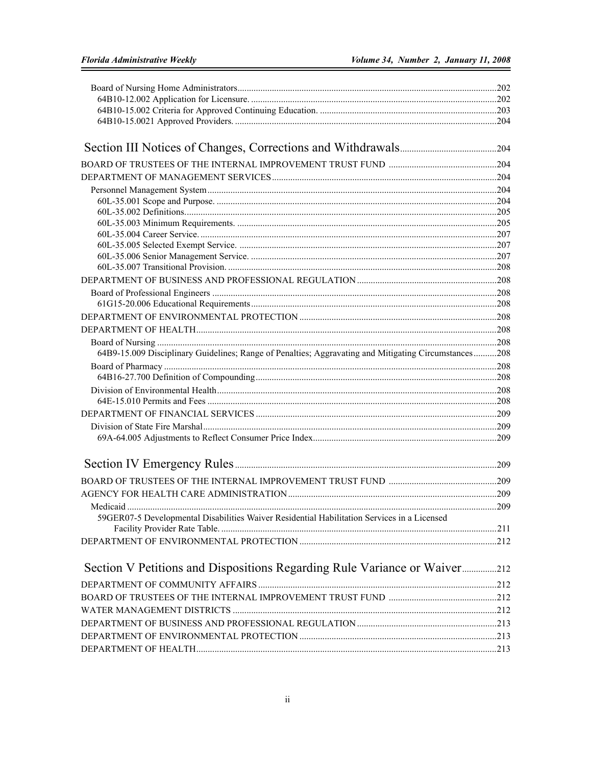Board of Nursing Home Administrators ....................................................202
64B10-12.002 Application for Licensure. ....................................................202
64B10-15.002 Criteria for Approved Continuing Education. ....................................................203
64B10-15.0021 Approved Providers. ....................................................204

## Section III Notices of Changes, Corrections and Withdrawals ....................................................204

BOARD OF TRUSTEES OF THE INTERNAL IMPROVEMENT TRUST FUND ....................................................204
DEPARTMENT OF MANAGEMENT SERVICES ....................................................204
Personnel Management System ....................................................204
60L-35.001 Scope and Purpose. ....................................................204
60L-35.002 Definitions. ....................................................205
60L-35.003 Minimum Requirements. ....................................................205
60L-35.004 Career Service. ....................................................207
60L-35.005 Selected Exempt Service. ....................................................207
60L-35.006 Senior Management Service. ....................................................207
60L-35.007 Transitional Provision. ....................................................208
DEPARTMENT OF BUSINESS AND PROFESSIONAL REGULATION ....................................................208
Board of Professional Engineers ....................................................208
61G15-20.006 Educational Requirements ....................................................208
DEPARTMENT OF ENVIRONMENTAL PROTECTION ....................................................208
DEPARTMENT OF HEALTH ....................................................208
Board of Nursing ....................................................208
64B9-15.009 Disciplinary Guidelines; Range of Penalties; Aggravating and Mitigating Circumstances ..........208
Board of Pharmacy ....................................................208
64B16-27.700 Definition of Compounding ....................................................208
Division of Environmental Health ....................................................208
64E-15.010 Permits and Fees ....................................................208
DEPARTMENT OF FINANCIAL SERVICES ....................................................209
Division of State Fire Marshal ....................................................209
69A-64.005 Adjustments to Reflect Consumer Price Index ....................................................209

## Section IV Emergency Rules ....................................................209

BOARD OF TRUSTEES OF THE INTERNAL IMPROVEMENT TRUST FUND ....................................................209
AGENCY FOR HEALTH CARE ADMINISTRATION ....................................................209
Medicaid ....................................................209
59GER07-5 Developmental Disabilities Waiver Residential Habilitation Services in a Licensed Facility Provider Rate Table. ....................................................211
DEPARTMENT OF ENVIRONMENTAL PROTECTION ....................................................212

## Section V Petitions and Dispositions Regarding Rule Variance or Waiver ...............212

DEPARTMENT OF COMMUNITY AFFAIRS ....................................................212
BOARD OF TRUSTEES OF THE INTERNAL IMPROVEMENT TRUST FUND ....................................................212
WATER MANAGEMENT DISTRICTS ....................................................212
DEPARTMENT OF BUSINESS AND PROFESSIONAL REGULATION ....................................................213
DEPARTMENT OF ENVIRONMENTAL PROTECTION ....................................................213
DEPARTMENT OF HEALTH ....................................................213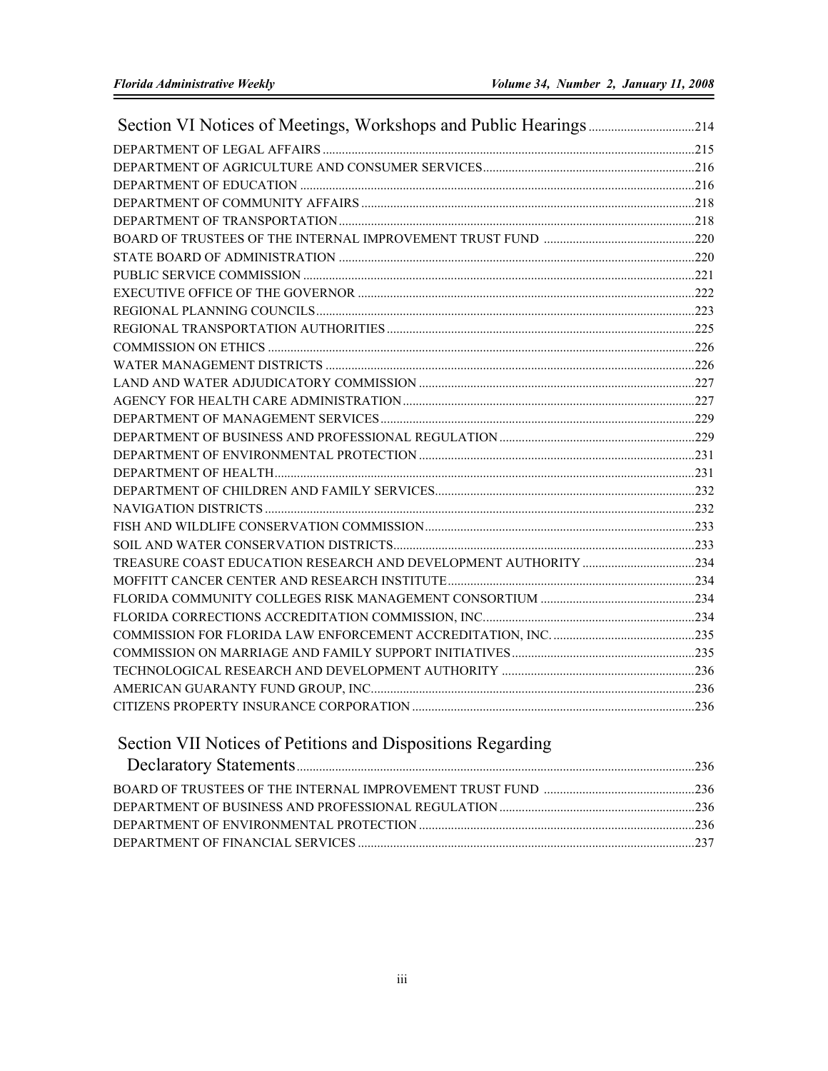## Section VI Notices of Meetings, Workshops and Public Hearings ..... 214

DEPARTMENT OF LEGAL AFFAIRS ..... 215
DEPARTMENT OF AGRICULTURE AND CONSUMER SERVICES ..... 216
DEPARTMENT OF EDUCATION ..... 216
DEPARTMENT OF COMMUNITY AFFAIRS ..... 218
DEPARTMENT OF TRANSPORTATION ..... 218
BOARD OF TRUSTEES OF THE INTERNAL IMPROVEMENT TRUST FUND ..... 220
STATE BOARD OF ADMINISTRATION ..... 220
PUBLIC SERVICE COMMISSION ..... 221
EXECUTIVE OFFICE OF THE GOVERNOR ..... 222
REGIONAL PLANNING COUNCILS ..... 223
REGIONAL TRANSPORTATION AUTHORITIES ..... 225
COMMISSION ON ETHICS ..... 226
WATER MANAGEMENT DISTRICTS ..... 226
LAND AND WATER ADJUDICATORY COMMISSION ..... 227
AGENCY FOR HEALTH CARE ADMINISTRATION ..... 227
DEPARTMENT OF MANAGEMENT SERVICES ..... 229
DEPARTMENT OF BUSINESS AND PROFESSIONAL REGULATION ..... 229
DEPARTMENT OF ENVIRONMENTAL PROTECTION ..... 231
DEPARTMENT OF HEALTH ..... 231
DEPARTMENT OF CHILDREN AND FAMILY SERVICES ..... 232
NAVIGATION DISTRICTS ..... 232
FISH AND WILDLIFE CONSERVATION COMMISSION ..... 233
SOIL AND WATER CONSERVATION DISTRICTS ..... 233
TREASURE COAST EDUCATION RESEARCH AND DEVELOPMENT AUTHORITY ..... 234
MOFFITT CANCER CENTER AND RESEARCH INSTITUTE ..... 234
FLORIDA COMMUNITY COLLEGES RISK MANAGEMENT CONSORTIUM ..... 234
FLORIDA CORRECTIONS ACCREDITATION COMMISSION, INC. ..... 234
COMMISSION FOR FLORIDA LAW ENFORCEMENT ACCREDITATION, INC. ..... 235
COMMISSION ON MARRIAGE AND FAMILY SUPPORT INITIATIVES ..... 235
TECHNOLOGICAL RESEARCH AND DEVELOPMENT AUTHORITY ..... 236
AMERICAN GUARANTY FUND GROUP, INC. ..... 236
CITIZENS PROPERTY INSURANCE CORPORATION ..... 236

## Section VII Notices of Petitions and Dispositions Regarding Declaratory Statements ..... 236

BOARD OF TRUSTEES OF THE INTERNAL IMPROVEMENT TRUST FUND ..... 236
DEPARTMENT OF BUSINESS AND PROFESSIONAL REGULATION ..... 236
DEPARTMENT OF ENVIRONMENTAL PROTECTION ..... 236
DEPARTMENT OF FINANCIAL SERVICES ..... 237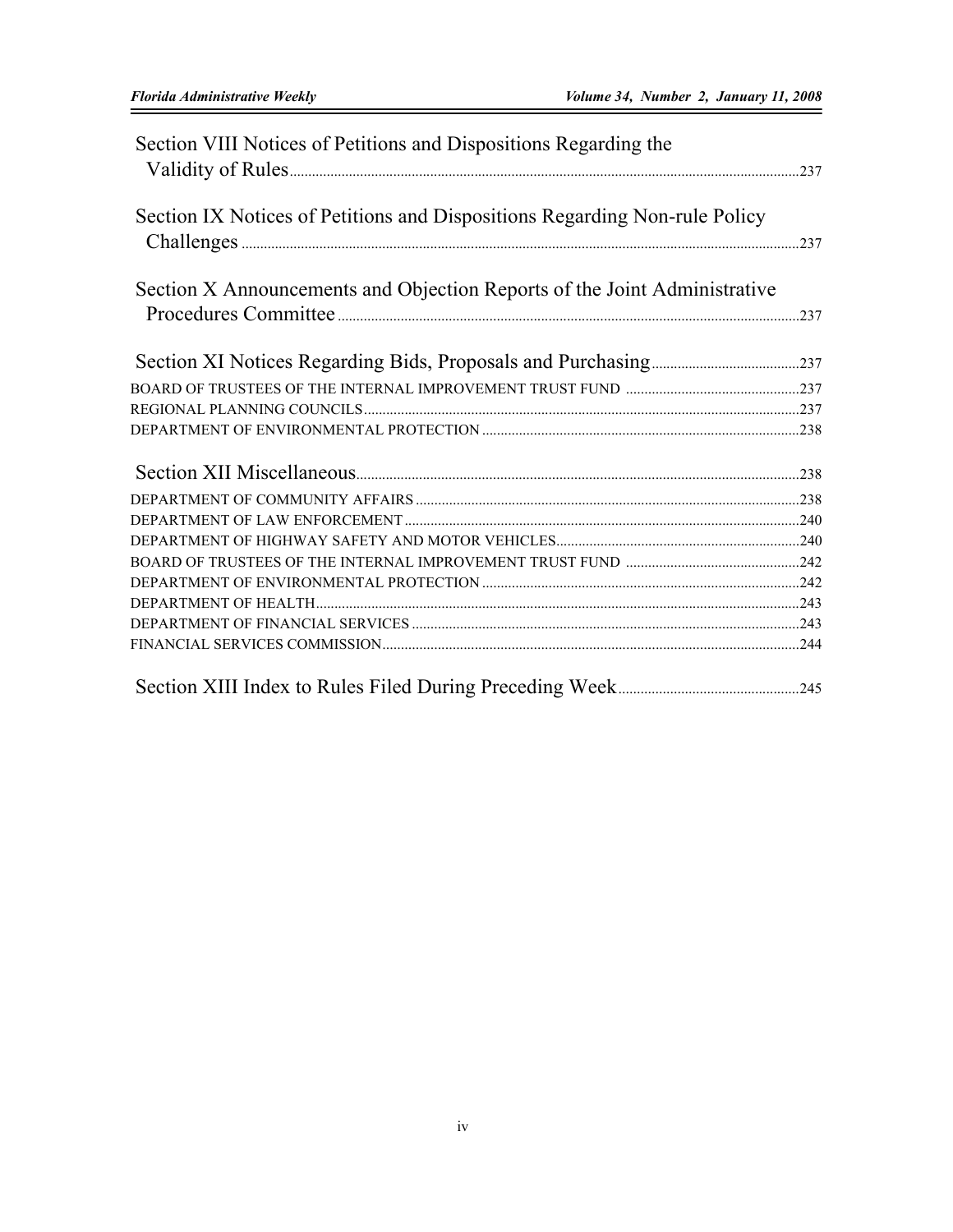Section VIII Notices of Petitions and Dispositions Regarding the Validity of Rules ..... 237

Section IX Notices of Petitions and Dispositions Regarding Non-rule Policy Challenges ..... 237

Section X Announcements and Objection Reports of the Joint Administrative Procedures Committee ..... 237

Section XI Notices Regarding Bids, Proposals and Purchasing ..... 237

BOARD OF TRUSTEES OF THE INTERNAL IMPROVEMENT TRUST FUND ..... 237
REGIONAL PLANNING COUNCILS ..... 237
DEPARTMENT OF ENVIRONMENTAL PROTECTION ..... 238

Section XII Miscellaneous ..... 238

DEPARTMENT OF COMMUNITY AFFAIRS ..... 238
DEPARTMENT OF LAW ENFORCEMENT ..... 240
DEPARTMENT OF HIGHWAY SAFETY AND MOTOR VEHICLES ..... 240
BOARD OF TRUSTEES OF THE INTERNAL IMPROVEMENT TRUST FUND ..... 242
DEPARTMENT OF ENVIRONMENTAL PROTECTION ..... 242
DEPARTMENT OF HEALTH ..... 243
DEPARTMENT OF FINANCIAL SERVICES ..... 243
FINANCIAL SERVICES COMMISSION ..... 244

Section XIII Index to Rules Filed During Preceding Week ..... 245